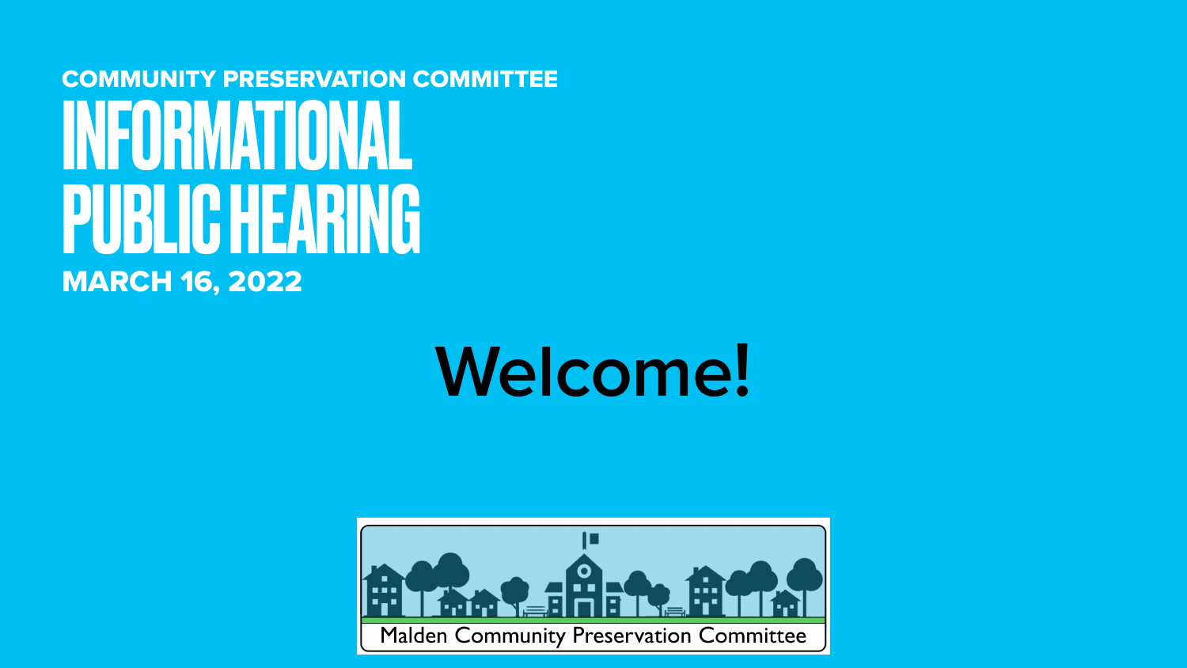COMMUNITY PRESERVATION COMMITTEE

# INFORMATIONAL PUBLIC HEARING

MARCH 16, 2022

## Welcome!

Malden Community Preservation Committee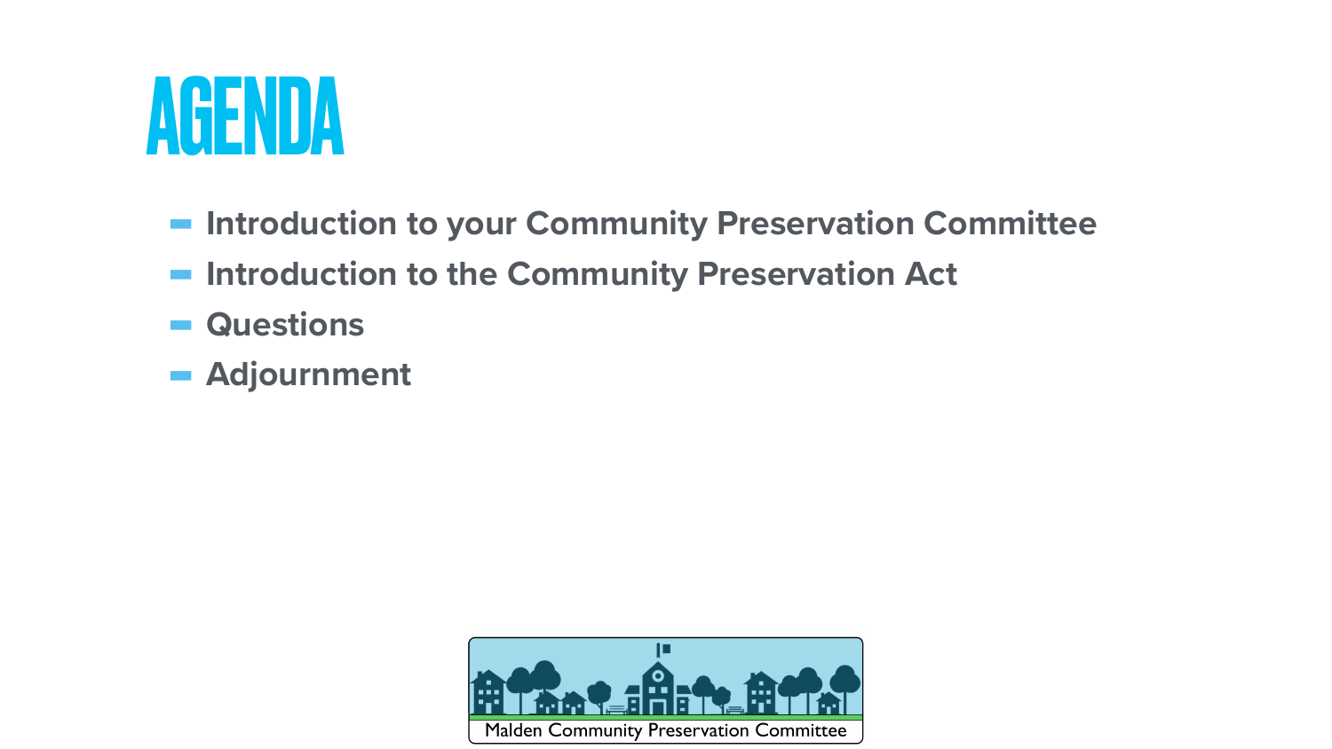# AGENDA

- Introduction to your Community Preservation Committee
- Introduction to the Community Preservation Act
- Questions
- Adjournment

Malden Community Preservation Committee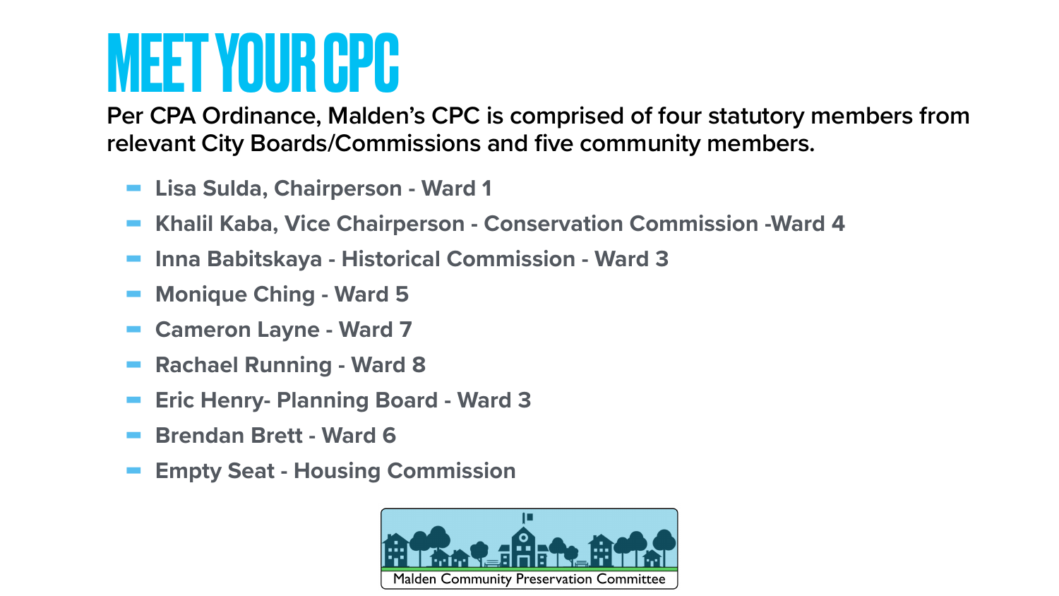# MEET YOUR CPC

**Per CPA Ordinance, Malden's CPC is comprised of four statutory members from relevant City Boards/Commissions and five community members.**

- **Lisa Sulda, Chairperson - Ward 1**
- **Khalil Kaba, Vice Chairperson - Conservation Commission -Ward 4**
- **Inna Babitskaya - Historical Commission - Ward 3**
- **Monique Ching - Ward 5**
- **Cameron Layne - Ward 7**
- **Rachael Running - Ward 8**
- **Eric Henry- Planning Board - Ward 3**
- **Brendan Brett - Ward 6**
- **Empty Seat - Housing Commission**

Malden Community Preservation Committee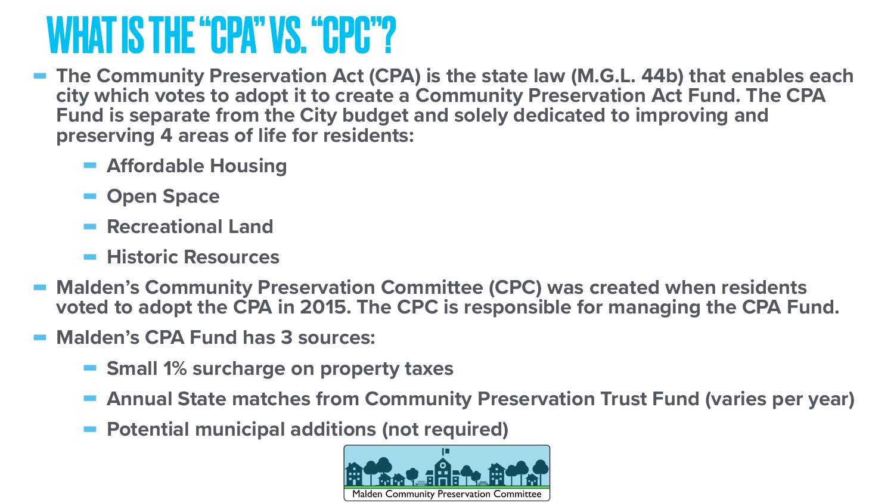# WHAT IS THE "CPA" VS. "CPC"?

- **The Community Preservation Act (CPA) is the state law (M.G.L. 44b) that enables each city which votes to adopt it to create a Community Preservation Act Fund. The CPA Fund is separate from the City budget and solely dedicated to improving and preserving 4 areas of life for residents:**
  - **Affordable Housing**
  - **Open Space**
  - **Recreational Land**
  - **Historic Resources**
- **Malden's Community Preservation Committee (CPC) was created when residents voted to adopt the CPA in 2015. The CPC is responsible for managing the CPA Fund.**
- **Malden's CPA Fund has 3 sources:**
  - **Small 1% surcharge on property taxes**
  - **Annual State matches from Community Preservation Trust Fund (varies per year)**
  - **Potential municipal additions (not required)**

Malden Community Preservation Committee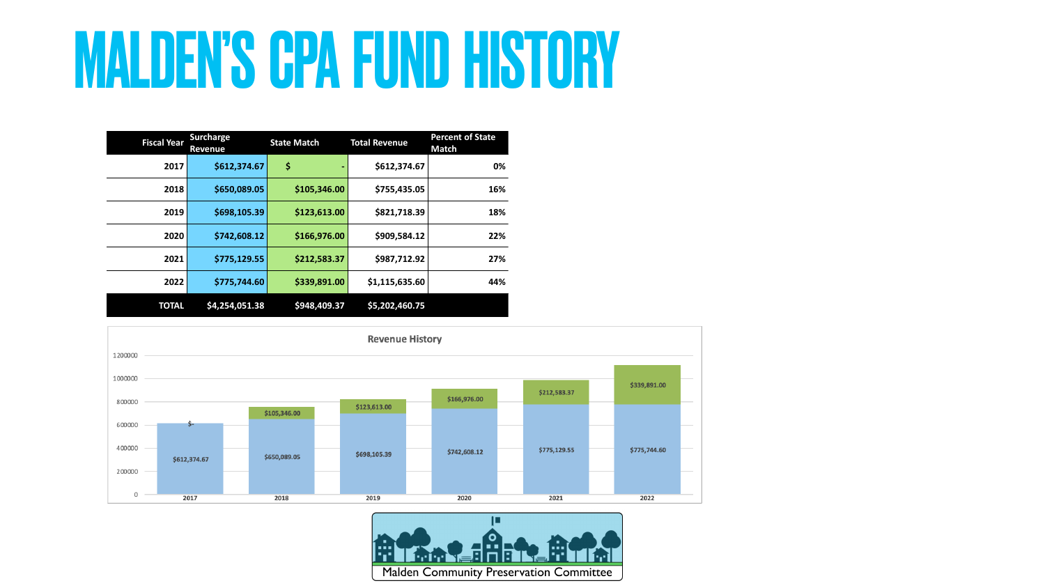# MALDEN'S CPA FUND HISTORY

| Fiscal Year | Surcharge Revenue | State Match | Total Revenue | Percent of State Match |
|---|---|---|---|---|
| 2017 | $612,374.67 | $ - | $612,374.67 | 0% |
| 2018 | $650,089.05 | $105,346.00 | $755,435.05 | 16% |
| 2019 | $698,105.39 | $123,613.00 | $821,718.39 | 18% |
| 2020 | $742,608.12 | $166,976.00 | $909,584.12 | 22% |
| 2021 | $775,129.55 | $212,583.37 | $987,712.92 | 27% |
| 2022 | $775,744.60 | $339,891.00 | $1,115,635.60 | 44% |
| TOTAL | $4,254,051.38 | $948,409.37 | $5,202,460.75 | |

**Revenue History**

| Year | Surcharge Revenue | State Match |
|---|---|---|
| 2017 | $612,374.67 | $- |
| 2018 | $650,089.05 | $105,346.00 |
| 2019 | $698,105.39 | $123,613.00 |
| 2020 | $742,608.12 | $166,976.00 |
| 2021 | $775,129.55 | $212,583.37 |
| 2022 | $775,744.60 | $339,891.00 |

Malden Community Preservation Committee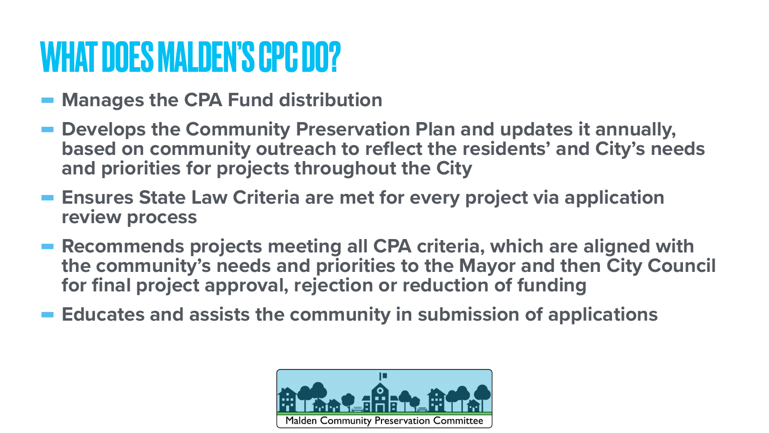# WHAT DOES MALDEN'S CPC DO?

- Manages the CPA Fund distribution
- Develops the Community Preservation Plan and updates it annually, based on community outreach to reflect the residents' and City's needs and priorities for projects throughout the City
- Ensures State Law Criteria are met for every project via application review process
- Recommends projects meeting all CPA criteria, which are aligned with the community's needs and priorities to the Mayor and then City Council for final project approval, rejection or reduction of funding
- Educates and assists the community in submission of applications

Malden Community Preservation Committee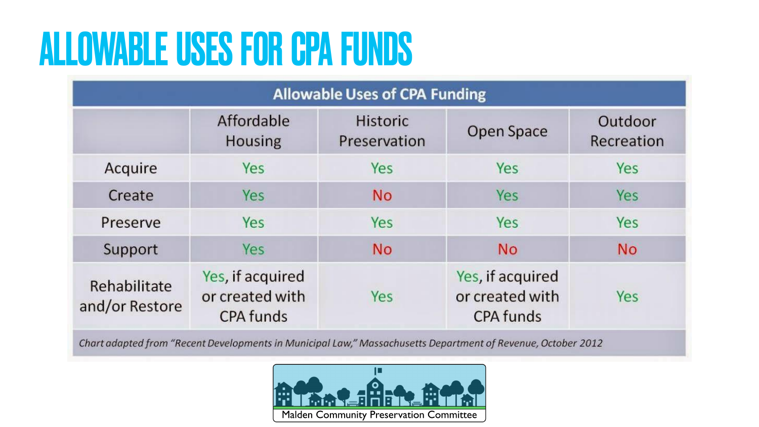# ALLOWABLE USES FOR CPA FUNDS

| Allowable Uses of CPA Funding | | | | |
|---|---|---|---|---|
| | Affordable Housing | Historic Preservation | Open Space | Outdoor Recreation |
| Acquire | Yes | Yes | Yes | Yes |
| Create | Yes | No | Yes | Yes |
| Preserve | Yes | Yes | Yes | Yes |
| Support | Yes | No | No | No |
| Rehabilitate and/or Restore | Yes, if acquired or created with CPA funds | Yes | Yes, if acquired or created with CPA funds | Yes |

*Chart adapted from "Recent Developments in Municipal Law," Massachusetts Department of Revenue, October 2012*

Malden Community Preservation Committee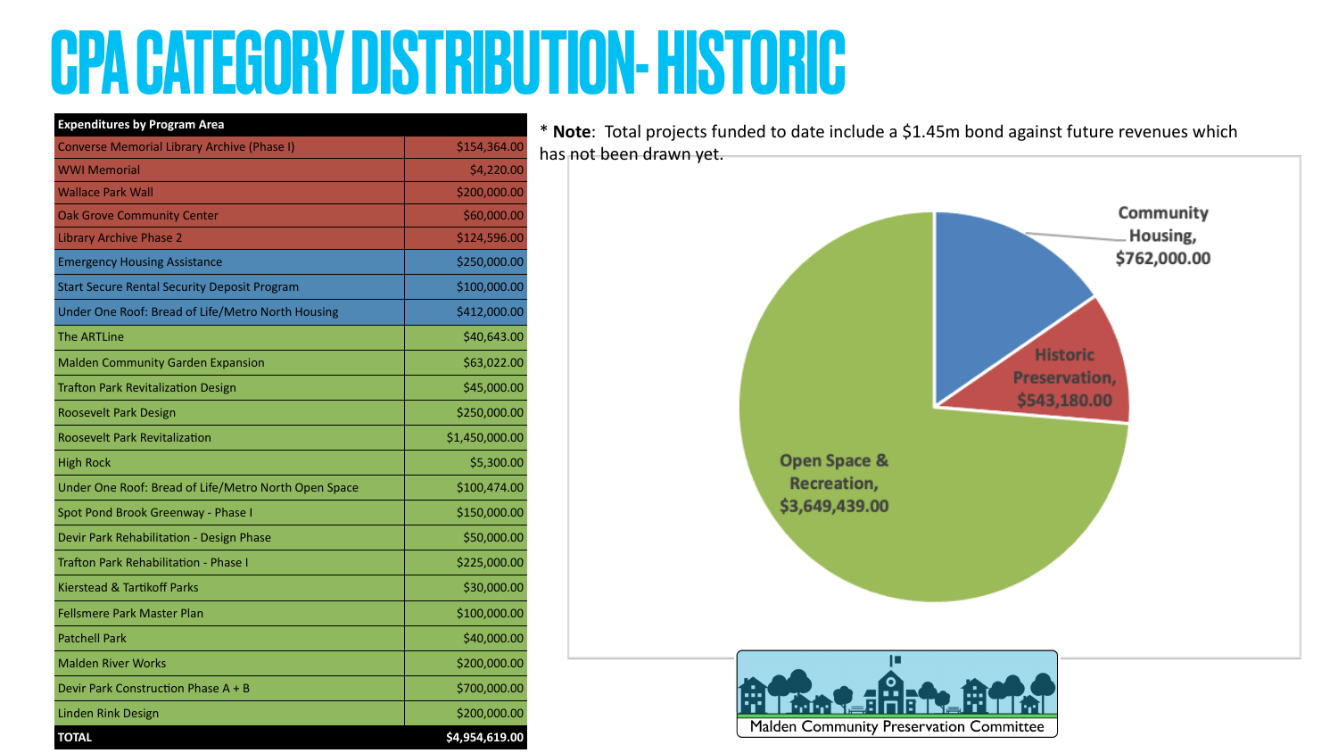# CPA CATEGORY DISTRIBUTION- HISTORIC

| Expenditures by Program Area | |
|---|---|
| Converse Memorial Library Archive (Phase I) | $154,364.00 |
| WWI Memorial | $4,220.00 |
| Wallace Park Wall | $200,000.00 |
| Oak Grove Community Center | $60,000.00 |
| Library Archive Phase 2 | $124,596.00 |
| Emergency Housing Assistance | $250,000.00 |
| Start Secure Rental Security Deposit Program | $100,000.00 |
| Under One Roof: Bread of Life/Metro North Housing | $412,000.00 |
| The ARTLine | $40,643.00 |
| Malden Community Garden Expansion | $63,022.00 |
| Trafton Park Revitalization Design | $45,000.00 |
| Roosevelt Park Design | $250,000.00 |
| Roosevelt Park Revitalization | $1,450,000.00 |
| High Rock | $5,300.00 |
| Under One Roof: Bread of Life/Metro North Open Space | $100,474.00 |
| Spot Pond Brook Greenway - Phase I | $150,000.00 |
| Devir Park Rehabilitation - Design Phase | $50,000.00 |
| Trafton Park Rehabilitation - Phase I | $225,000.00 |
| Kierstead & Tartikoff Parks | $30,000.00 |
| Fellsmere Park Master Plan | $100,000.00 |
| Patchell Park | $40,000.00 |
| Malden River Works | $200,000.00 |
| Devir Park Construction Phase A + B | $700,000.00 |
| Linden Rink Design | $200,000.00 |
| **TOTAL** | **$4,954,619.00** |

\* **Note**: Total projects funded to date include a $1.45m bond against future revenues which has not been drawn yet.

- Community Housing, $762,000.00
- Historic Preservation, $543,180.00
- Open Space & Recreation, $3,649,439.00

Malden Community Preservation Committee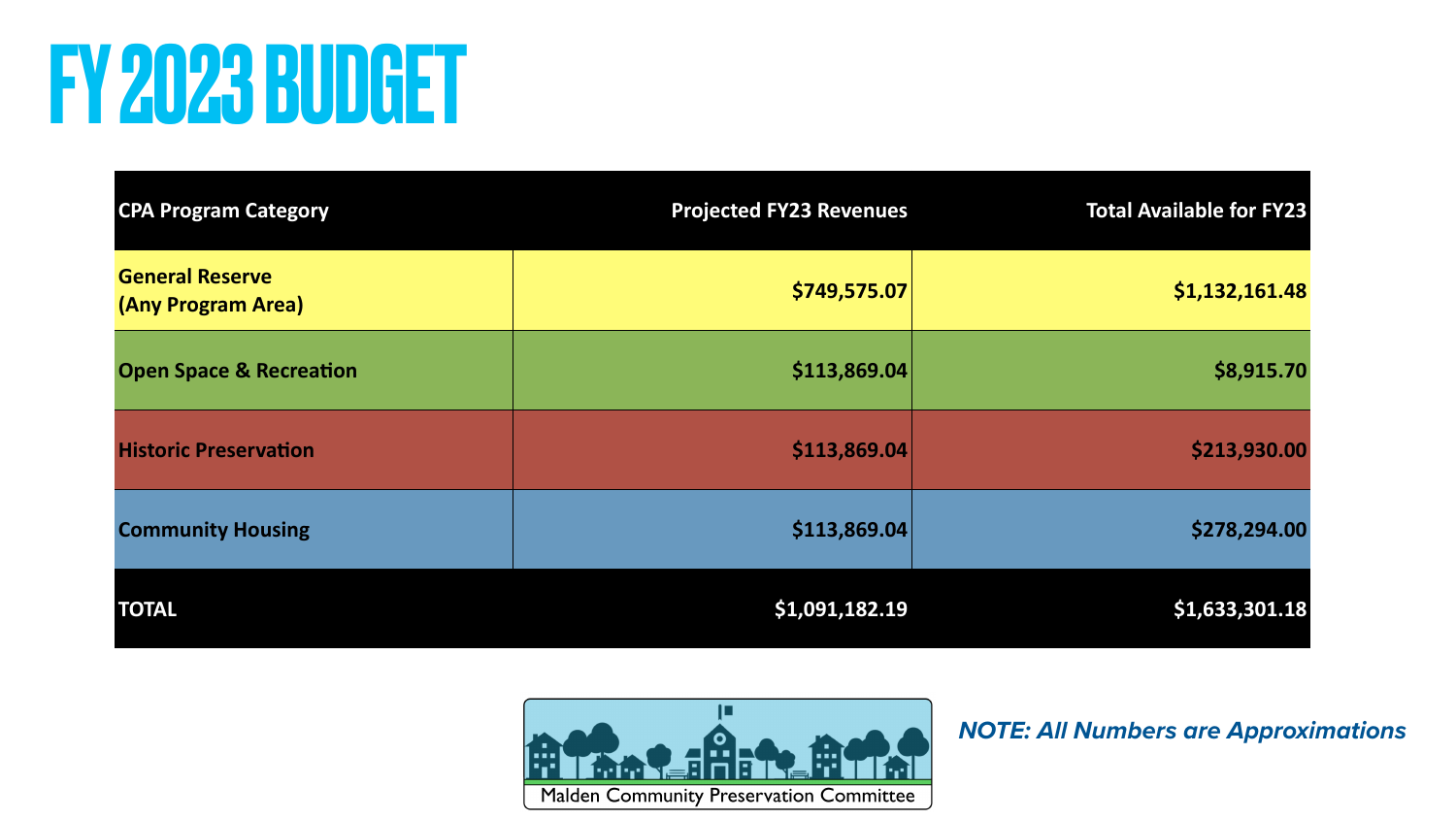# FY 2023 BUDGET

| CPA Program Category | Projected FY23 Revenues | Total Available for FY23 |
|---|---|---|
| General Reserve (Any Program Area) | $749,575.07 | $1,132,161.48 |
| Open Space & Recreation | $113,869.04 | $8,915.70 |
| Historic Preservation | $113,869.04 | $213,930.00 |
| Community Housing | $113,869.04 | $278,294.00 |
| TOTAL | $1,091,182.19 | $1,633,301.18 |

Malden Community Preservation Committee

***NOTE: All Numbers are Approximations***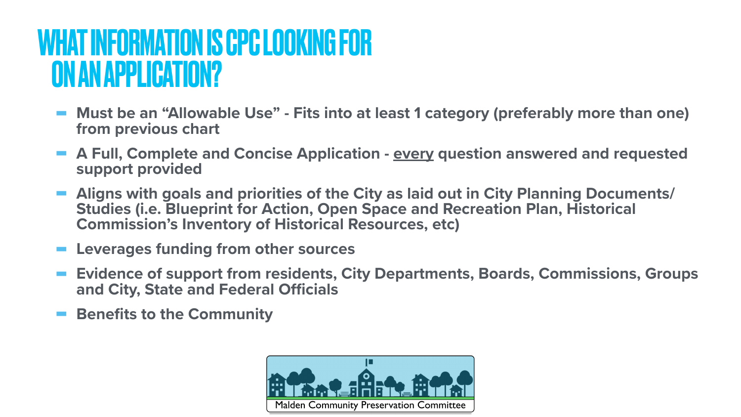# WHAT INFORMATION IS CPC LOOKING FOR ON AN APPLICATION?

- **Must be an "Allowable Use" - Fits into at least 1 category (preferably more than one) from previous chart**
- **A Full, Complete and Concise Application - <u>every</u> question answered and requested support provided**
- **Aligns with goals and priorities of the City as laid out in City Planning Documents/ Studies (i.e. Blueprint for Action, Open Space and Recreation Plan, Historical Commission's Inventory of Historical Resources, etc)**
- **Leverages funding from other sources**
- **Evidence of support from residents, City Departments, Boards, Commissions, Groups and City, State and Federal Officials**
- **Benefits to the Community**

Malden Community Preservation Committee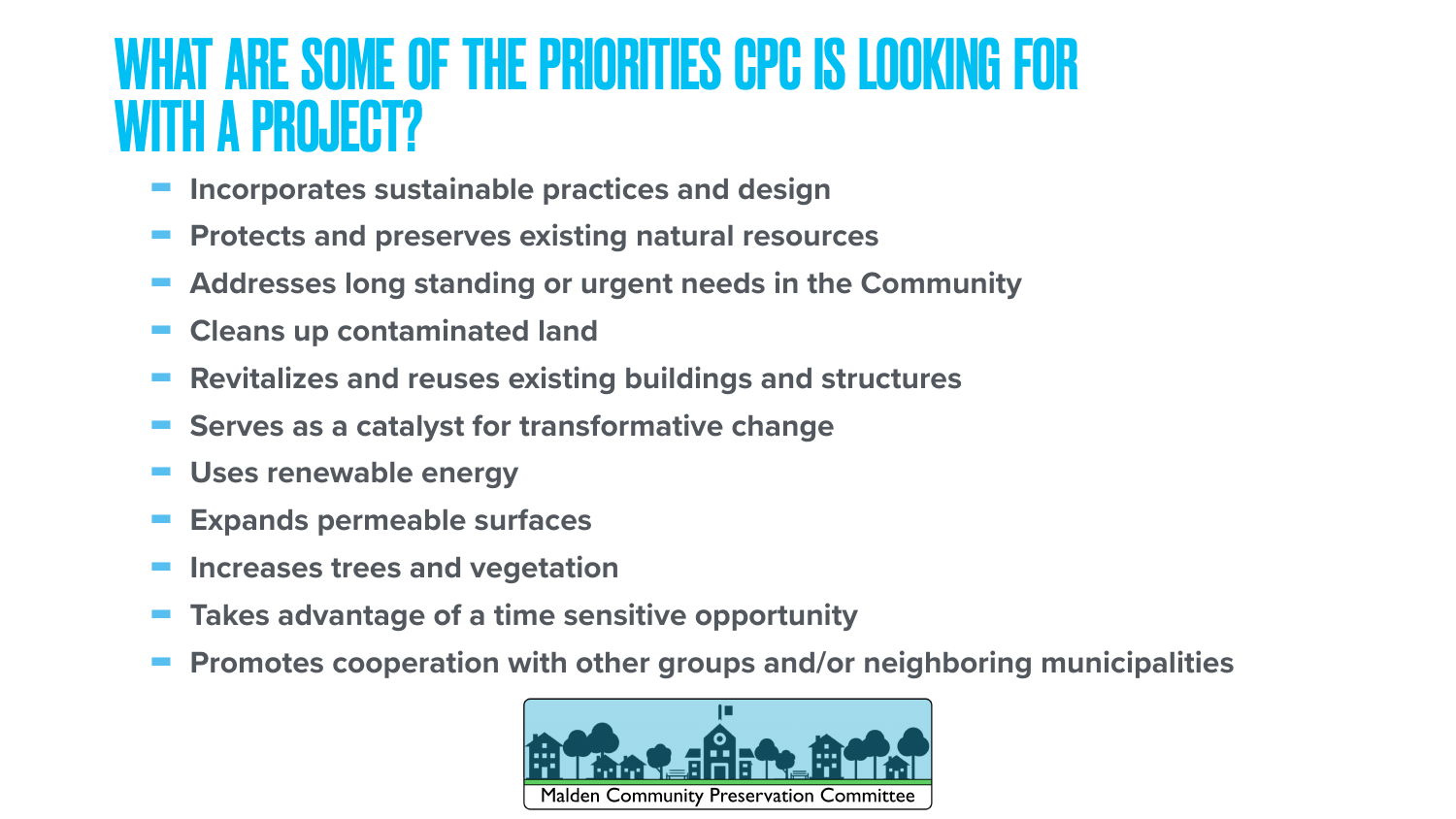# WHAT ARE SOME OF THE PRIORITIES CPC IS LOOKING FOR WITH A PROJECT?

- Incorporates sustainable practices and design
- Protects and preserves existing natural resources
- Addresses long standing or urgent needs in the Community
- Cleans up contaminated land
- Revitalizes and reuses existing buildings and structures
- Serves as a catalyst for transformative change
- Uses renewable energy
- Expands permeable surfaces
- Increases trees and vegetation
- Takes advantage of a time sensitive opportunity
- Promotes cooperation with other groups and/or neighboring municipalities

Malden Community Preservation Committee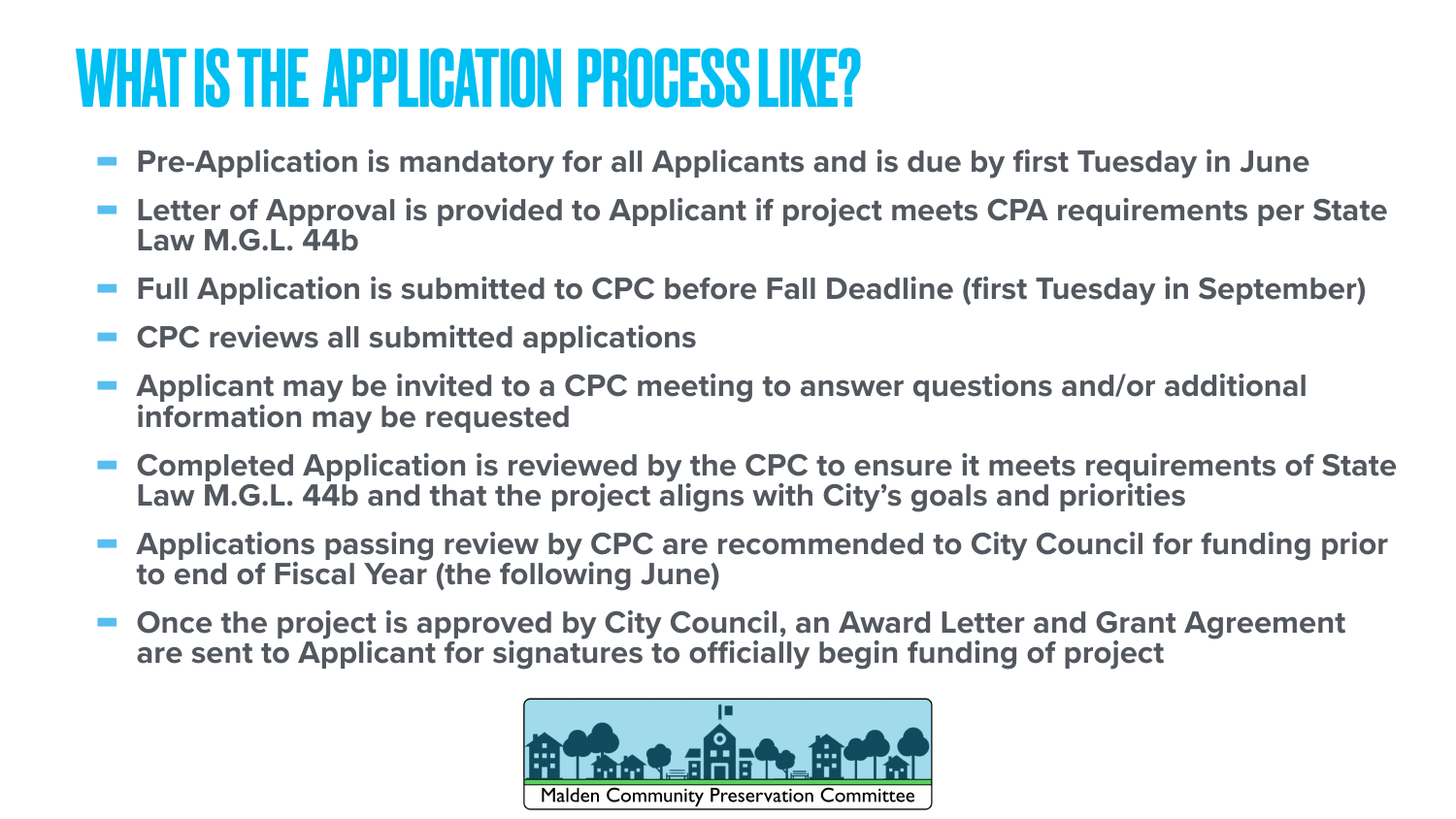# WHAT IS THE APPLICATION PROCESS LIKE?

- **Pre-Application is mandatory for all Applicants and is due by first Tuesday in June**
- **Letter of Approval is provided to Applicant if project meets CPA requirements per State Law M.G.L. 44b**
- **Full Application is submitted to CPC before Fall Deadline (first Tuesday in September)**
- **CPC reviews all submitted applications**
- **Applicant may be invited to a CPC meeting to answer questions and/or additional information may be requested**
- **Completed Application is reviewed by the CPC to ensure it meets requirements of State Law M.G.L. 44b and that the project aligns with City's goals and priorities**
- **Applications passing review by CPC are recommended to City Council for funding prior to end of Fiscal Year (the following June)**
- **Once the project is approved by City Council, an Award Letter and Grant Agreement are sent to Applicant for signatures to officially begin funding of project**

Malden Community Preservation Committee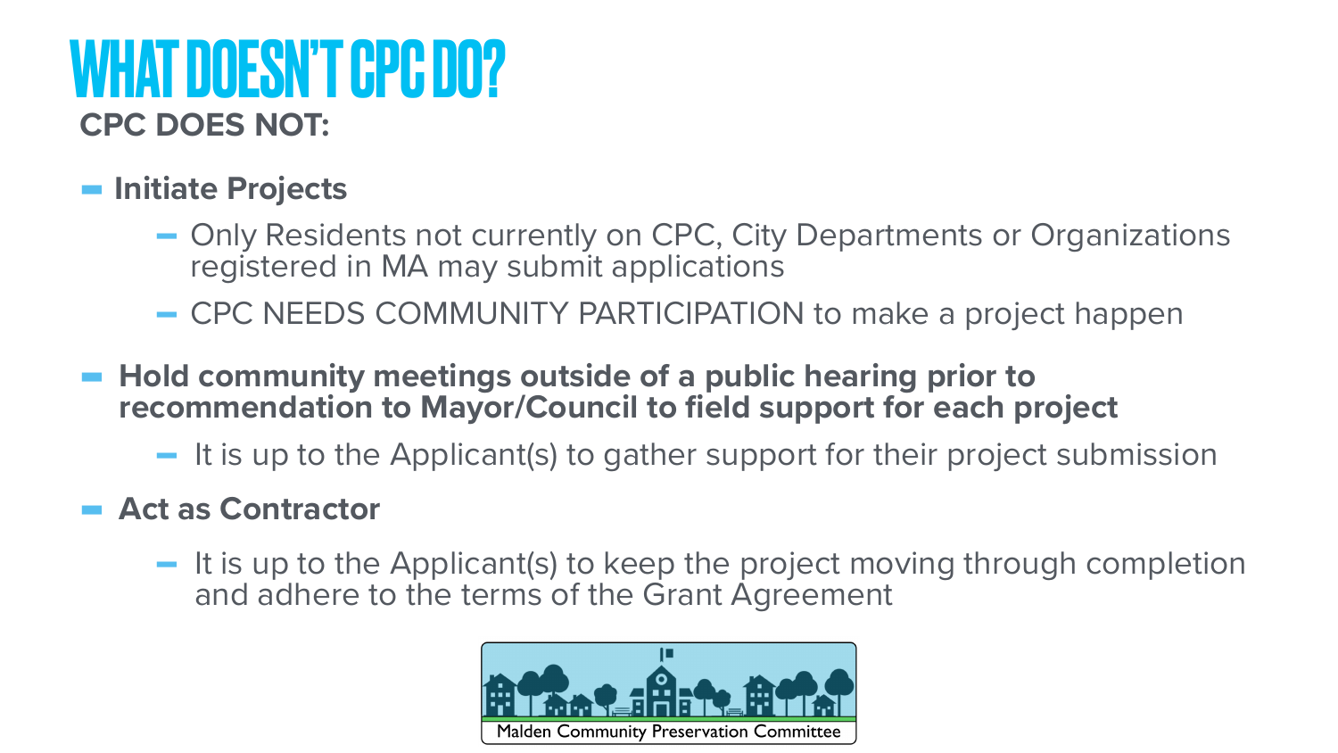# WHAT DOESN'T CPC DO?

**CPC DOES NOT:**

- **Initiate Projects**
  - Only Residents not currently on CPC, City Departments or Organizations registered in MA may submit applications
  - CPC NEEDS COMMUNITY PARTICIPATION to make a project happen
- **Hold community meetings outside of a public hearing prior to recommendation to Mayor/Council to field support for each project**
  - It is up to the Applicant(s) to gather support for their project submission
- **Act as Contractor**
  - It is up to the Applicant(s) to keep the project moving through completion and adhere to the terms of the Grant Agreement

Malden Community Preservation Committee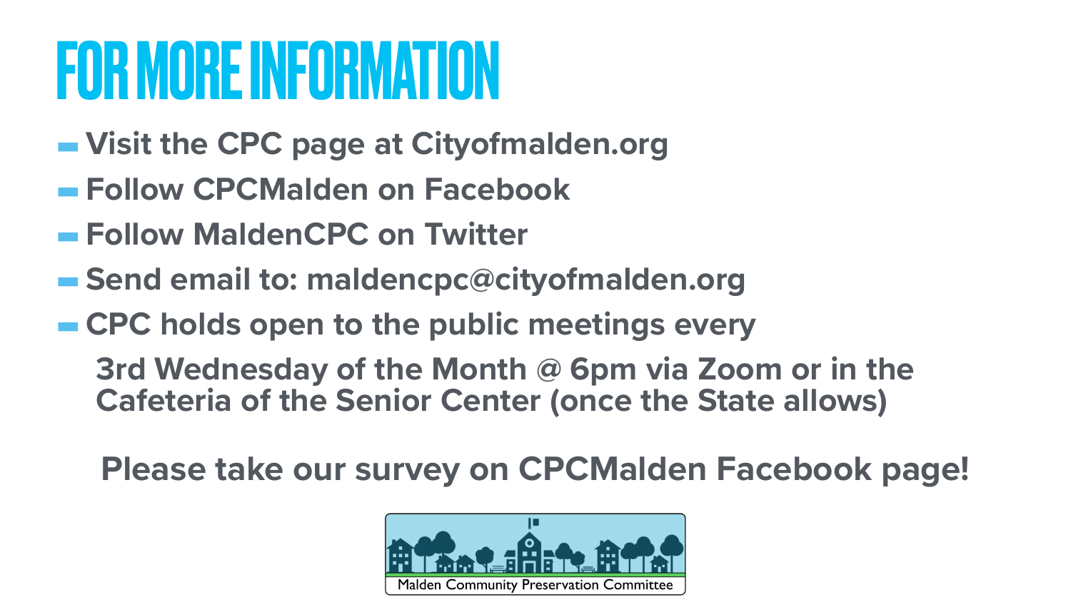# FOR MORE INFORMATION

- Visit the CPC page at Cityofmalden.org
- Follow CPCMalden on Facebook
- Follow MaldenCPC on Twitter
- Send email to: maldencpc@cityofmalden.org
- CPC holds open to the public meetings every

  3rd Wednesday of the Month @ 6pm via Zoom or in the Cafeteria of the Senior Center (once the State allows)

**Please take our survey on CPCMalden Facebook page!**

Malden Community Preservation Committee